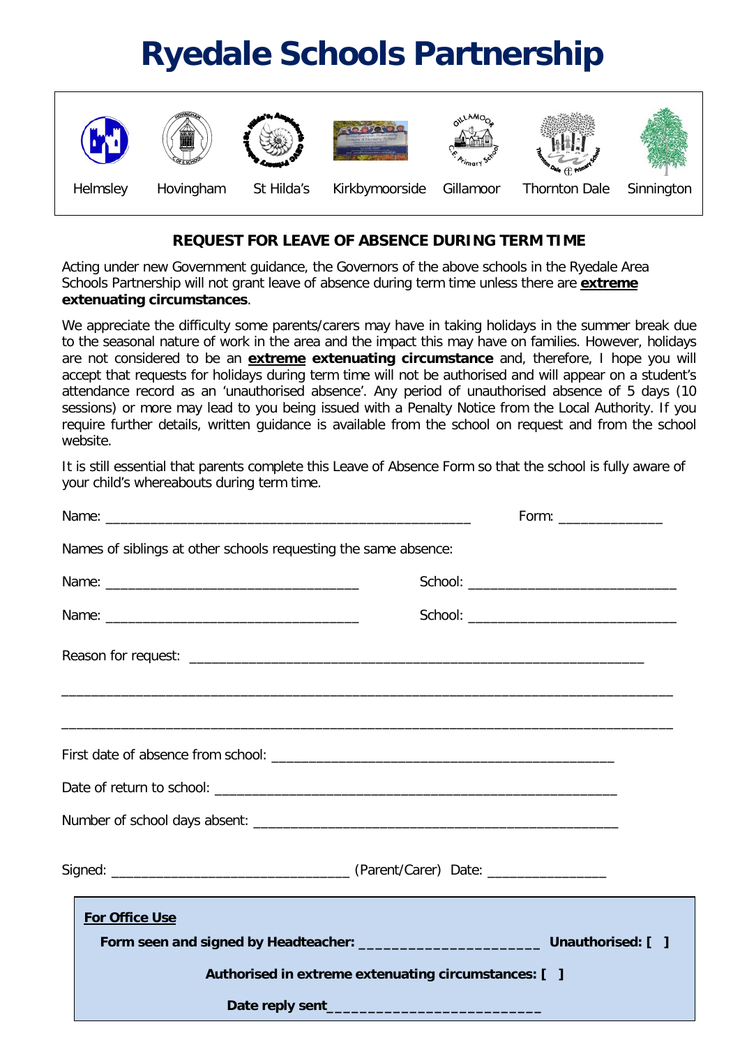# Ryedale Schools Partnership

Helmsley | Hovingham | St Hilda's | Kirkbymoorside | Gillamoor | Thornton Dale | Sinnington

**REQUEST FOR LEAVE OF ABSENCE DURING TERM TIME**

Acting under new Government guidance, the Governors of the above schools in the Ryedale Area Schools Partnership will not grant leave of absence during term time unless there are **extreme extenuating circumstances**.

We appreciate the difficulty some parents/carers may have in taking holidays in the summer break due to the seasonal nature of work in the area and the impact this may have on families. However, holidays are not considered to be an **extreme extenuating circumstance** and, therefore, I hope you will accept that requests for holidays during term time will not be authorised and will appear on a student's attendance record as an 'unauthorised absence'. Any period of unauthorised absence of 5 days (10 sessions) or more may lead to you being issued with a Penalty Notice from the Local Authority. If you require further details, written guidance is available from the school on request and from the school website.

It is still essential that parents complete this Leave of Absence Form so that the school is fully aware of your child's whereabouts during term time.

Name: ____________________________________________________ Form: ______________

Names of siblings at other schools requesting the same absence:

Name: ____________________________________ School: ______________________________

Name: ____________________________________ School: ______________________________

Reason for request: _________________________________________________________________

________________________________________________________________________________________

________________________________________________________________________________________

First date of absence from school: __________________________________________________

Date of return to school: ___________________________________________________________

Number of school days absent: ______________________________________________________

Signed: __________________________________ (Parent/Carer) Date: ________________

**For Office Use**

**Form seen and signed by Headteacher:** ______________________ **Unauthorised: [ ]**

**Authorised in extreme extenuating circumstances: [ ]**

**Date reply sent** __________________________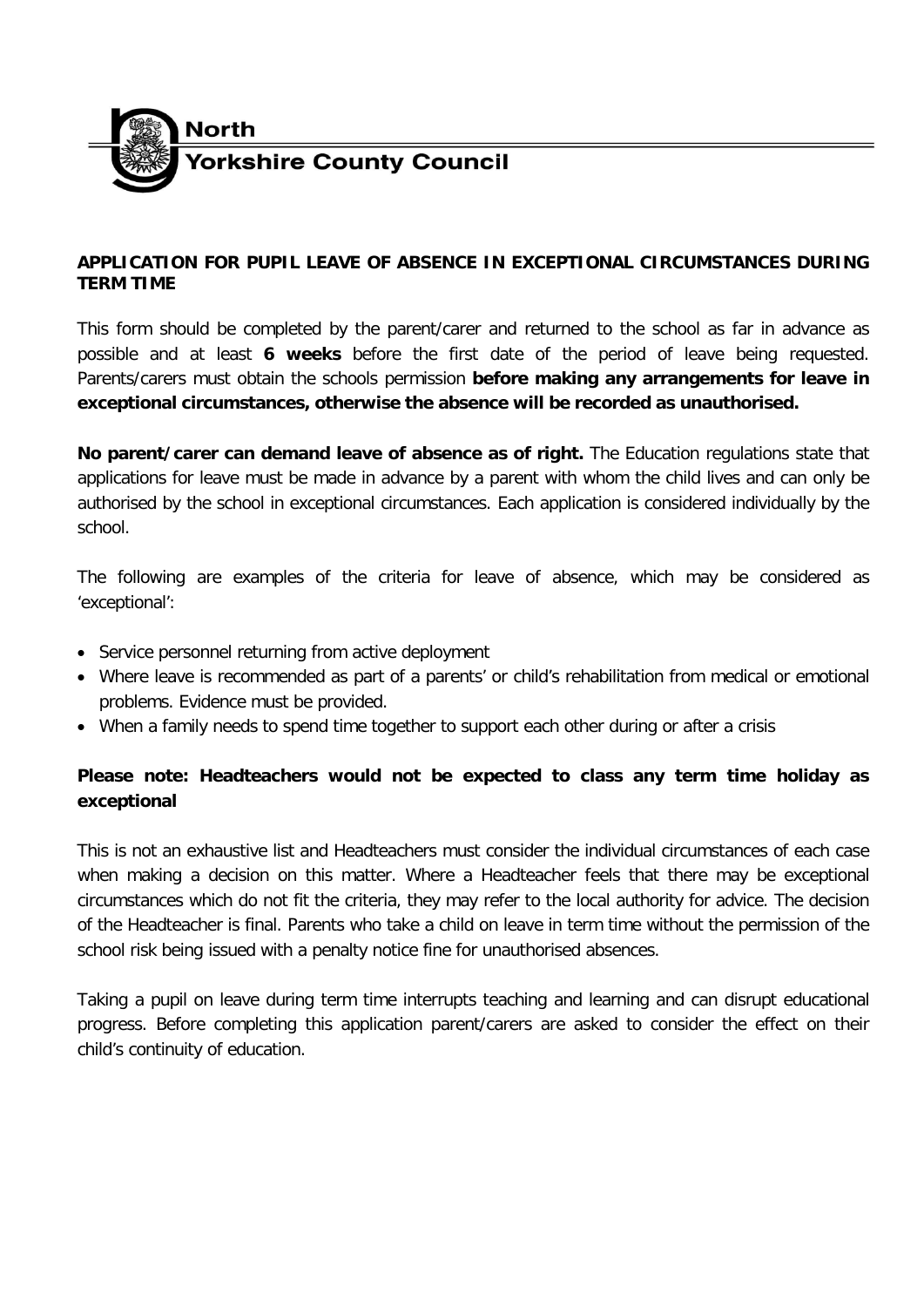North
Yorkshire County Council

**APPLICATION FOR PUPIL LEAVE OF ABSENCE IN EXCEPTIONAL CIRCUMSTANCES DURING TERM TIME**

This form should be completed by the parent/carer and returned to the school as far in advance as possible and at least **6 weeks** before the first date of the period of leave being requested. Parents/carers must obtain the schools permission **before making any arrangements for leave in exceptional circumstances, otherwise the absence will be recorded as unauthorised.**

**No parent/carer can demand leave of absence as of right.** The Education regulations state that applications for leave must be made in advance by a parent with whom the child lives and can only be authorised by the school in exceptional circumstances. Each application is considered individually by the school.

The following are examples of the criteria for leave of absence, which may be considered as 'exceptional':

- Service personnel returning from active deployment
- Where leave is recommended as part of a parents' or child's rehabilitation from medical or emotional problems. Evidence must be provided.
- When a family needs to spend time together to support each other during or after a crisis

**Please note: Headteachers would not be expected to class any term time holiday as exceptional**

This is not an exhaustive list and Headteachers must consider the individual circumstances of each case when making a decision on this matter. Where a Headteacher feels that there may be exceptional circumstances which do not fit the criteria, they may refer to the local authority for advice. The decision of the Headteacher is final. Parents who take a child on leave in term time without the permission of the school risk being issued with a penalty notice fine for unauthorised absences.

Taking a pupil on leave during term time interrupts teaching and learning and can disrupt educational progress. Before completing this application parent/carers are asked to consider the effect on their child's continuity of education.